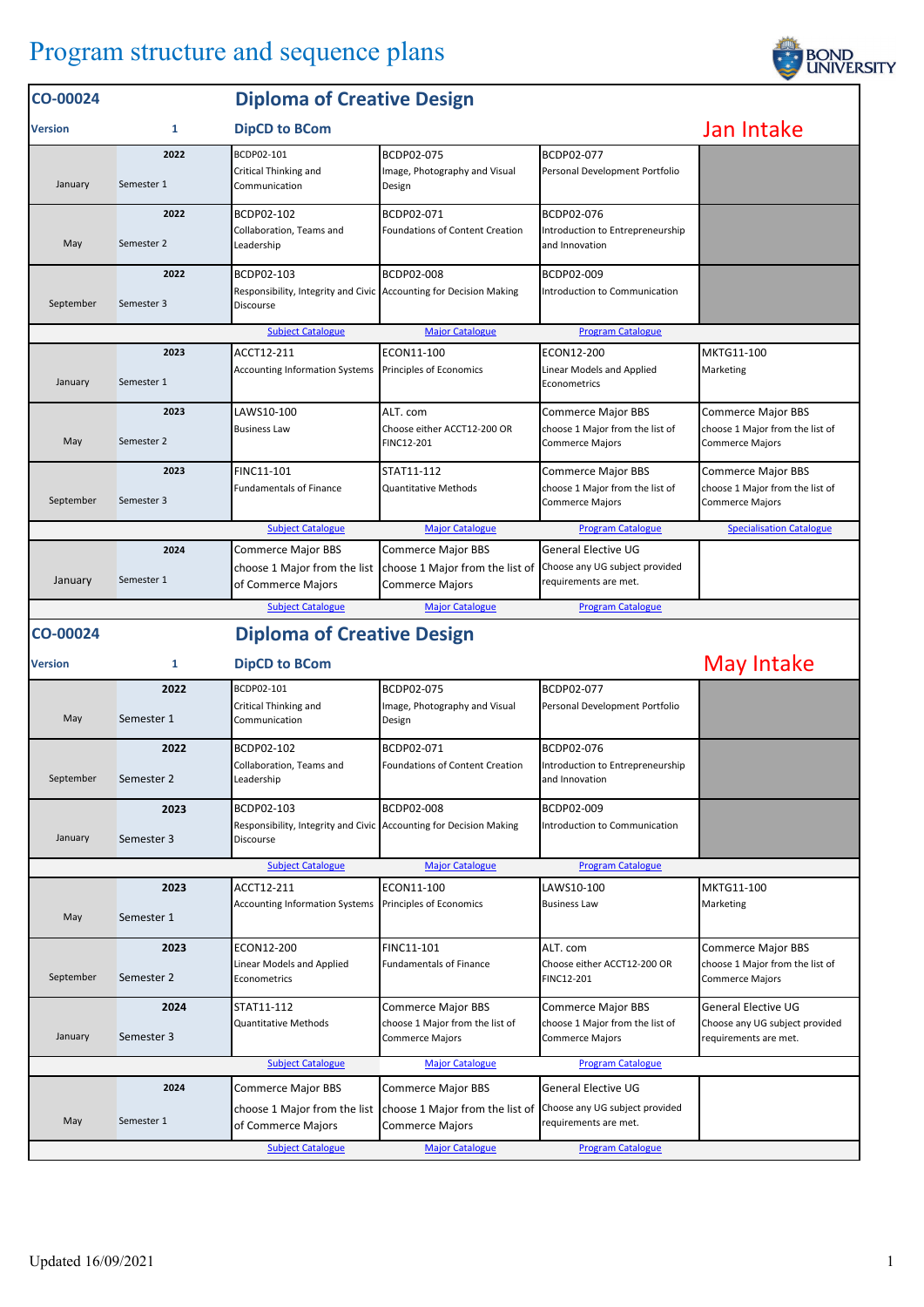# Program structure and sequence plans

## CO-00024 — Diploma of Creative Design

**Version 1 — DipCD to BCom — Jan Intake**

| | | | | | |
|---|---|---|---|---|---|
| January | 2022 Semester 1 | BCDP02-101 Critical Thinking and Communication | BCDP02-075 Image, Photography and Visual Design | BCDP02-077 Personal Development Portfolio | |
| May | 2022 Semester 2 | BCDP02-102 Collaboration, Teams and Leadership | BCDP02-071 Foundations of Content Creation | BCDP02-076 Introduction to Entrepreneurship and Innovation | |
| September | 2022 Semester 3 | BCDP02-103 Responsibility, Integrity and Civic Discourse | BCDP02-008 Accounting for Decision Making | BCDP02-009 Introduction to Communication | |
| | | Subject Catalogue | Major Catalogue | Program Catalogue | |
| January | 2023 Semester 1 | ACCT12-211 Accounting Information Systems | ECON11-100 Principles of Economics | ECON12-200 Linear Models and Applied Econometrics | MKTG11-100 Marketing |
| May | 2023 Semester 2 | LAWS10-100 Business Law | ALT. com Choose either ACCT12-200 OR FINC12-201 | Commerce Major BBS choose 1 Major from the list of Commerce Majors | Commerce Major BBS choose 1 Major from the list of Commerce Majors |
| September | 2023 Semester 3 | FINC11-101 Fundamentals of Finance | STAT11-112 Quantitative Methods | Commerce Major BBS choose 1 Major from the list of Commerce Majors | Commerce Major BBS choose 1 Major from the list of Commerce Majors |
| | | Subject Catalogue | Major Catalogue | Program Catalogue | Specialisation Catalogue |
| January | 2024 Semester 1 | Commerce Major BBS choose 1 Major from the list of Commerce Majors | Commerce Major BBS choose 1 Major from the list of Commerce Majors | General Elective UG Choose any UG subject provided requirements are met. | |
| | | Subject Catalogue | Major Catalogue | Program Catalogue | |

## CO-00024 — Diploma of Creative Design

**Version 1 — DipCD to BCom — May Intake**

| | | | | | |
|---|---|---|---|---|---|
| May | 2022 Semester 1 | BCDP02-101 Critical Thinking and Communication | BCDP02-075 Image, Photography and Visual Design | BCDP02-077 Personal Development Portfolio | |
| September | 2022 Semester 2 | BCDP02-102 Collaboration, Teams and Leadership | BCDP02-071 Foundations of Content Creation | BCDP02-076 Introduction to Entrepreneurship and Innovation | |
| January | 2023 Semester 3 | BCDP02-103 Responsibility, Integrity and Civic Discourse | BCDP02-008 Accounting for Decision Making | BCDP02-009 Introduction to Communication | |
| | | Subject Catalogue | Major Catalogue | Program Catalogue | |
| May | 2023 Semester 1 | ACCT12-211 Accounting Information Systems | ECON11-100 Principles of Economics | LAWS10-100 Business Law | MKTG11-100 Marketing |
| September | 2023 Semester 2 | ECON12-200 Linear Models and Applied Econometrics | FINC11-101 Fundamentals of Finance | ALT. com Choose either ACCT12-200 OR FINC12-201 | Commerce Major BBS choose 1 Major from the list of Commerce Majors |
| January | 2024 Semester 3 | STAT11-112 Quantitative Methods | Commerce Major BBS choose 1 Major from the list of Commerce Majors | Commerce Major BBS choose 1 Major from the list of Commerce Majors | General Elective UG Choose any UG subject provided requirements are met. |
| | | Subject Catalogue | Major Catalogue | Program Catalogue | |
| May | 2024 Semester 1 | Commerce Major BBS choose 1 Major from the list of Commerce Majors | Commerce Major BBS choose 1 Major from the list of Commerce Majors | General Elective UG Choose any UG subject provided requirements are met. | |
| | | Subject Catalogue | Major Catalogue | Program Catalogue | |

Updated 16/09/2021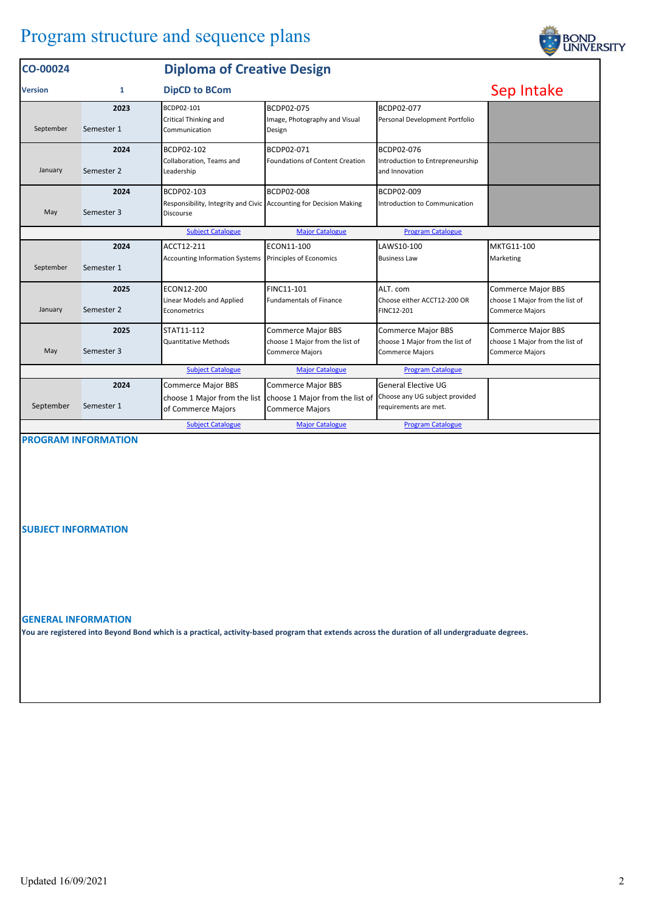# Program structure and sequence plans

| CO-00024 | | Diploma of Creative Design | | | |
|---|---|---|---|---|---|
| Version | 1 | DipCD to BCom | | | Sep Intake |
| September | 2023 Semester 1 | BCDP02-101 Critical Thinking and Communication | BCDP02-075 Image, Photography and Visual Design | BCDP02-077 Personal Development Portfolio | |
| January | 2024 Semester 2 | BCDP02-102 Collaboration, Teams and Leadership | BCDP02-071 Foundations of Content Creation | BCDP02-076 Introduction to Entrepreneurship and Innovation | |
| May | 2024 Semester 3 | BCDP02-103 Responsibility, Integrity and Civic Discourse | BCDP02-008 Accounting for Decision Making | BCDP02-009 Introduction to Communication | |
| | | Subject Catalogue | Major Catalogue | Program Catalogue | |
| September | 2024 Semester 1 | ACCT12-211 Accounting Information Systems | ECON11-100 Principles of Economics | LAWS10-100 Business Law | MKTG11-100 Marketing |
| January | 2025 Semester 2 | ECON12-200 Linear Models and Applied Econometrics | FINC11-101 Fundamentals of Finance | ALT. com Choose either ACCT12-200 OR FINC12-201 | Commerce Major BBS choose 1 Major from the list of Commerce Majors |
| May | 2025 Semester 3 | STAT11-112 Quantitative Methods | Commerce Major BBS choose 1 Major from the list of Commerce Majors | Commerce Major BBS choose 1 Major from the list of Commerce Majors | Commerce Major BBS choose 1 Major from the list of Commerce Majors |
| | | Subject Catalogue | Major Catalogue | Program Catalogue | |
| September | 2024 Semester 1 | Commerce Major BBS choose 1 Major from the list of Commerce Majors | Commerce Major BBS choose 1 Major from the list of Commerce Majors | General Elective UG Choose any UG subject provided requirements are met. | |
| | | Subject Catalogue | Major Catalogue | Program Catalogue | |

## PROGRAM INFORMATION

## SUBJECT INFORMATION

## GENERAL INFORMATION

**You are registered into Beyond Bond which is a practical, activity-based program that extends across the duration of all undergraduate degrees.**

Updated 16/09/2021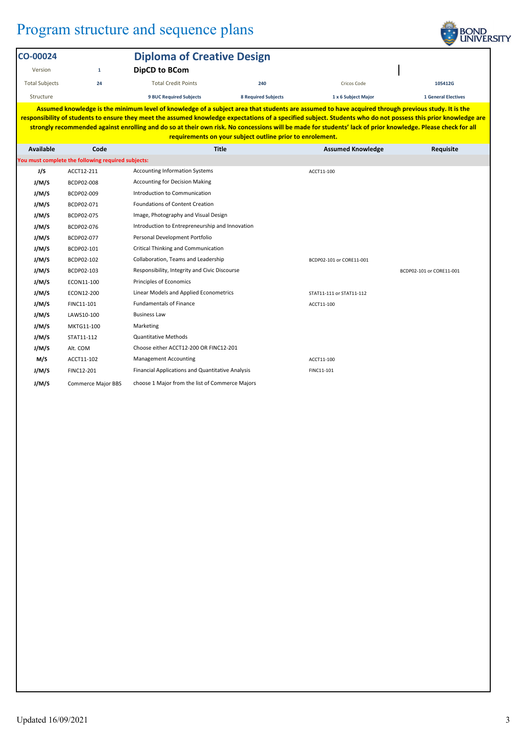# Program structure and sequence plans

| CO-00024 | | Diploma of Creative Design | | | |
|---|---|---|---|---|---|
| Version | 1 | DipCD to BCom | | | |
| Total Subjects | 24 | Total Credit Points | 240 | Cricos Code | 105412G |
| Structure | | 9 BUC Required Subjects | 8 Required Subjects | 1 x 6 Subject Major | 1 General Electives |

**Assumed knowledge is the minimum level of knowledge of a subject area that students are assumed to have acquired through previous study. It is the responsibility of students to ensure they meet the assumed knowledge expectations of a specified subject. Students who do not possess this prior knowledge are strongly recommended against enrolling and do so at their own risk. No concessions will be made for students' lack of prior knowledge. Please check for all requirements on your subject outline prior to enrolement.**

| Available | Code | Title | Assumed Knowledge | Requisite |
|---|---|---|---|---|
| **You must complete the following required subjects:** | | | | |
| J/S | ACCT12-211 | Accounting Information Systems | ACCT11-100 | |
| J/M/S | BCDP02-008 | Accounting for Decision Making | | |
| J/M/S | BCDP02-009 | Introduction to Communication | | |
| J/M/S | BCDP02-071 | Foundations of Content Creation | | |
| J/M/S | BCDP02-075 | Image, Photography and Visual Design | | |
| J/M/S | BCDP02-076 | Introduction to Entrepreneurship and Innovation | | |
| J/M/S | BCDP02-077 | Personal Development Portfolio | | |
| J/M/S | BCDP02-101 | Critical Thinking and Communication | | |
| J/M/S | BCDP02-102 | Collaboration, Teams and Leadership | BCDP02-101 or CORE11-001 | |
| J/M/S | BCDP02-103 | Responsibility, Integrity and Civic Discourse | | BCDP02-101 or CORE11-001 |
| J/M/S | ECON11-100 | Principles of Economics | | |
| J/M/S | ECON12-200 | Linear Models and Applied Econometrics | STAT11-111 or STAT11-112 | |
| J/M/S | FINC11-101 | Fundamentals of Finance | ACCT11-100 | |
| J/M/S | LAWS10-100 | Business Law | | |
| J/M/S | MKTG11-100 | Marketing | | |
| J/M/S | STAT11-112 | Quantitative Methods | | |
| J/M/S | Alt. COM | Choose either ACCT12-200 OR FINC12-201 | | |
| M/S | ACCT11-102 | Management Accounting | ACCT11-100 | |
| J/M/S | FINC12-201 | Financial Applications and Quantitative Analysis | FINC11-101 | |
| J/M/S | Commerce Major BBS | choose 1 Major from the list of Commerce Majors | | |

Updated 16/09/2021